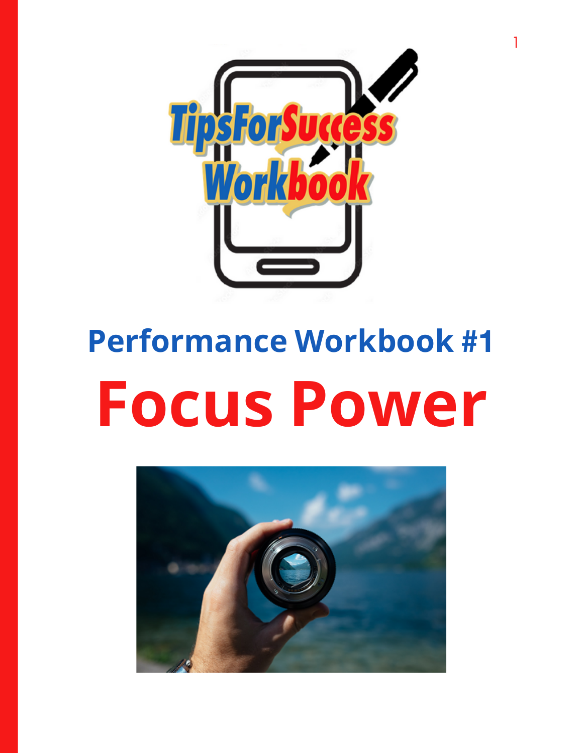TipsForSuccess Workbook

## Performance Workbook #1

# Focus Power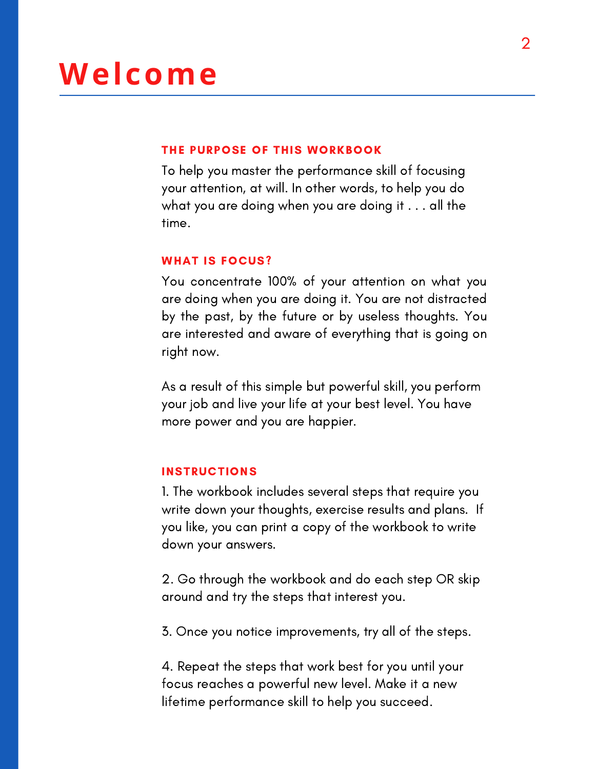# Welcome

### THE PURPOSE OF THIS WORKBOOK

To help you master the performance skill of focusing your attention, at will. In other words, to help you do what you are doing when you are doing it . . . all the time.

### WHAT IS FOCUS?

You concentrate 100% of your attention on what you are doing when you are doing it. You are not distracted by the past, by the future or by useless thoughts. You are interested and aware of everything that is going on right now.

As a result of this simple but powerful skill, you perform your job and live your life at your best level. You have more power and you are happier.

### INSTRUCTIONS

1. The workbook includes several steps that require you write down your thoughts, exercise results and plans. If you like, you can print a copy of the workbook to write down your answers.

2. Go through the workbook and do each step OR skip around and try the steps that interest you.

3. Once you notice improvements, try all of the steps.

4. Repeat the steps that work best for you until your focus reaches a powerful new level. Make it a new lifetime performance skill to help you succeed.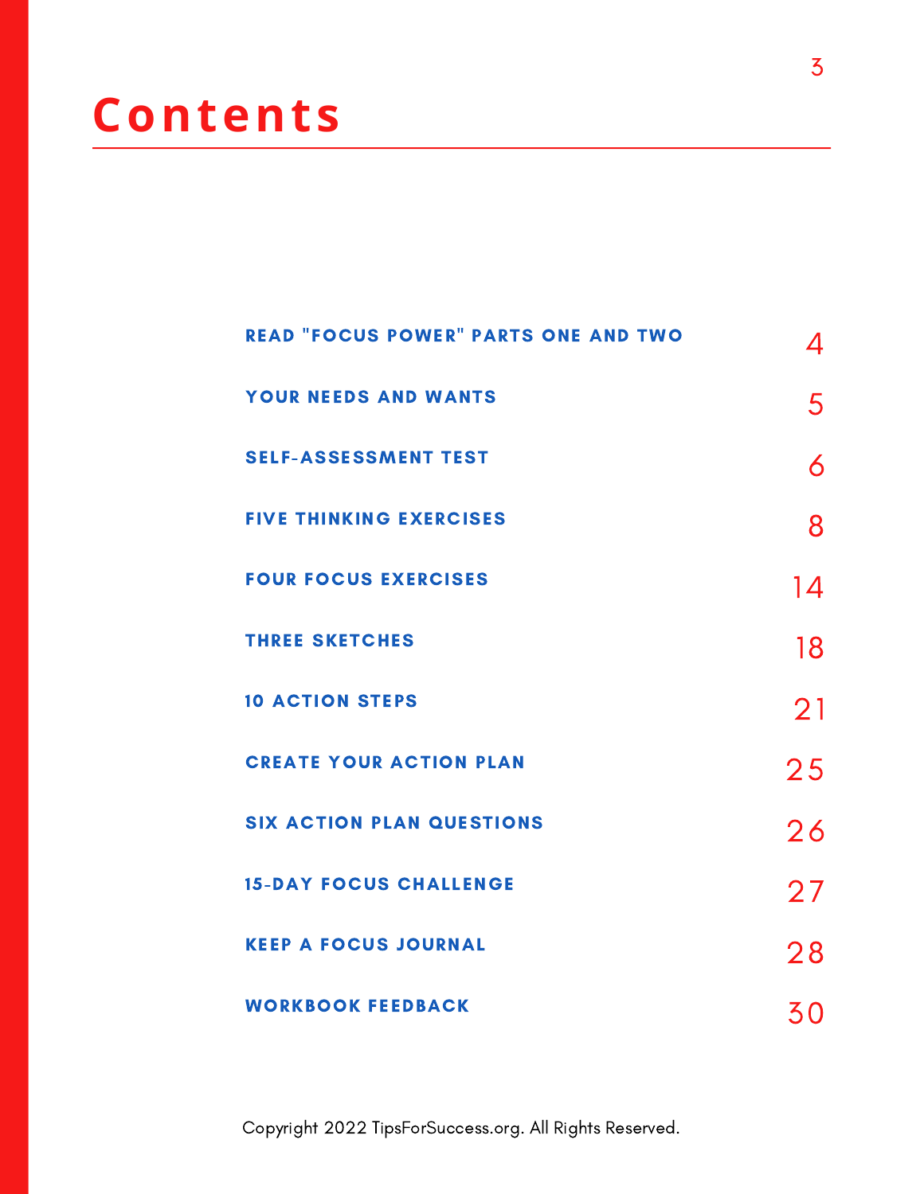# Contents

| | |
|---|---|
| READ "FOCUS POWER" PARTS ONE AND TWO | 4 |
| YOUR NEEDS AND WANTS | 5 |
| SELF-ASSESSMENT TEST | 6 |
| FIVE THINKING EXERCISES | 8 |
| FOUR FOCUS EXERCISES | 14 |
| THREE SKETCHES | 18 |
| 10 ACTION STEPS | 21 |
| CREATE YOUR ACTION PLAN | 25 |
| SIX ACTION PLAN QUESTIONS | 26 |
| 15-DAY FOCUS CHALLENGE | 27 |
| KEEP A FOCUS JOURNAL | 28 |
| WORKBOOK FEEDBACK | 30 |

Copyright 2022 TipsForSuccess.org. All Rights Reserved.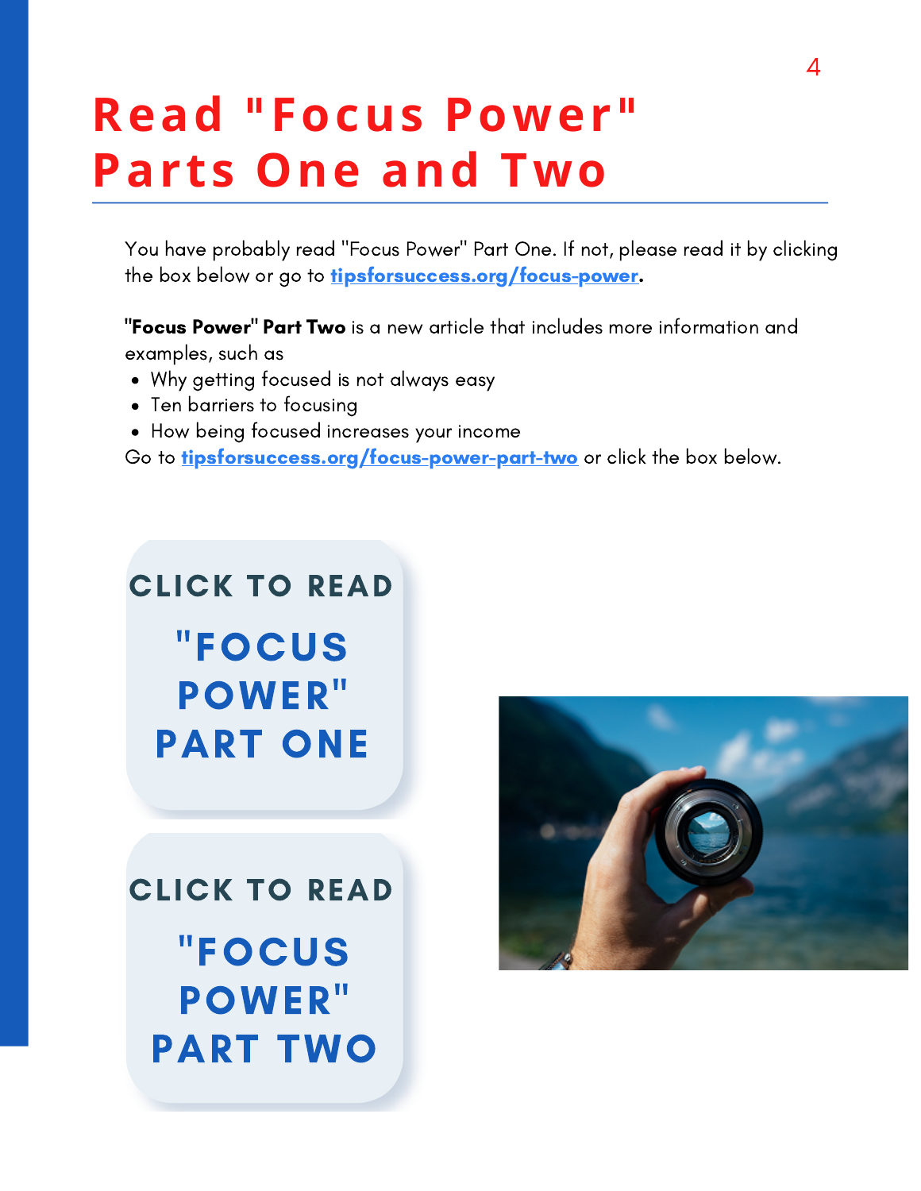# Read "Focus Power" Parts One and Two

You have probably read "Focus Power" Part One. If not, please read it by clicking the box below or go to **tipsforsuccess.org/focus-power**.

**"Focus Power" Part Two** is a new article that includes more information and examples, such as

- Why getting focused is not always easy
- Ten barriers to focusing
- How being focused increases your income

Go to **tipsforsuccess.org/focus-power-part-two** or click the box below.

CLICK TO READ "FOCUS POWER" PART ONE

CLICK TO READ "FOCUS POWER" PART TWO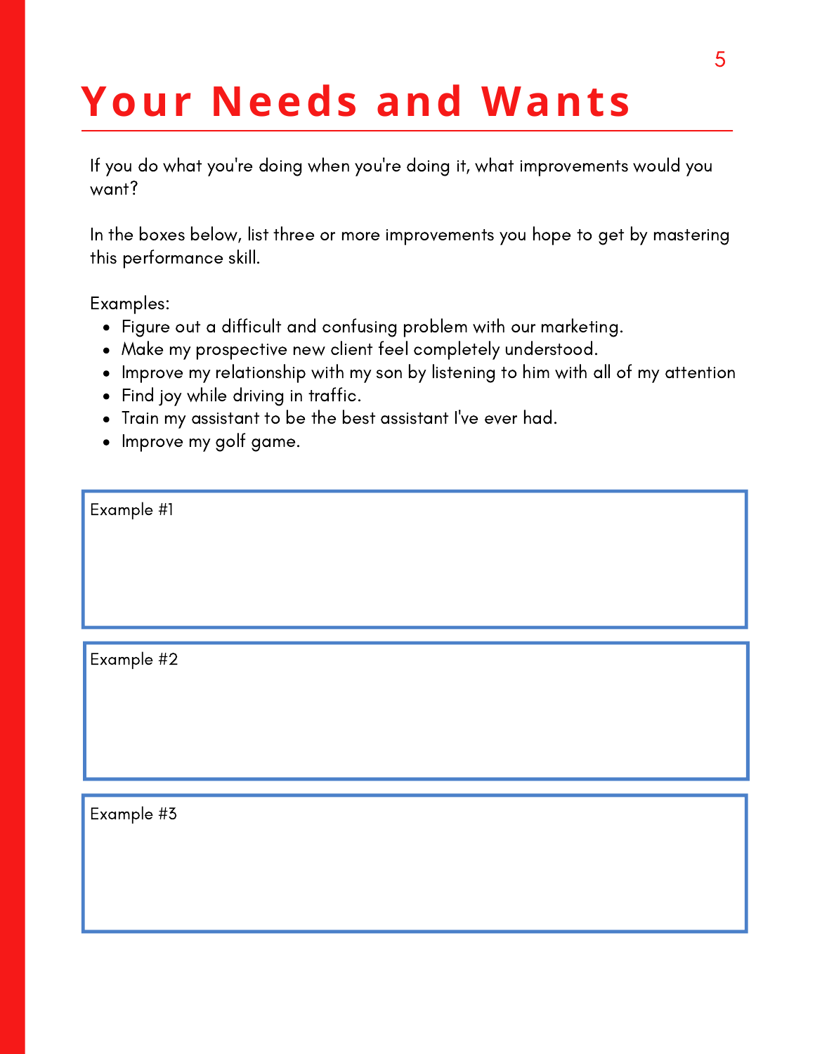# Your Needs and Wants

If you do what you're doing when you're doing it, what improvements would you want?

In the boxes below, list three or more improvements you hope to get by mastering this performance skill.

Examples:

- Figure out a difficult and confusing problem with our marketing.
- Make my prospective new client feel completely understood.
- Improve my relationship with my son by listening to him with all of my attention
- Find joy while driving in traffic.
- Train my assistant to be the best assistant I've ever had.
- Improve my golf game.

Example #1

Example #2

Example #3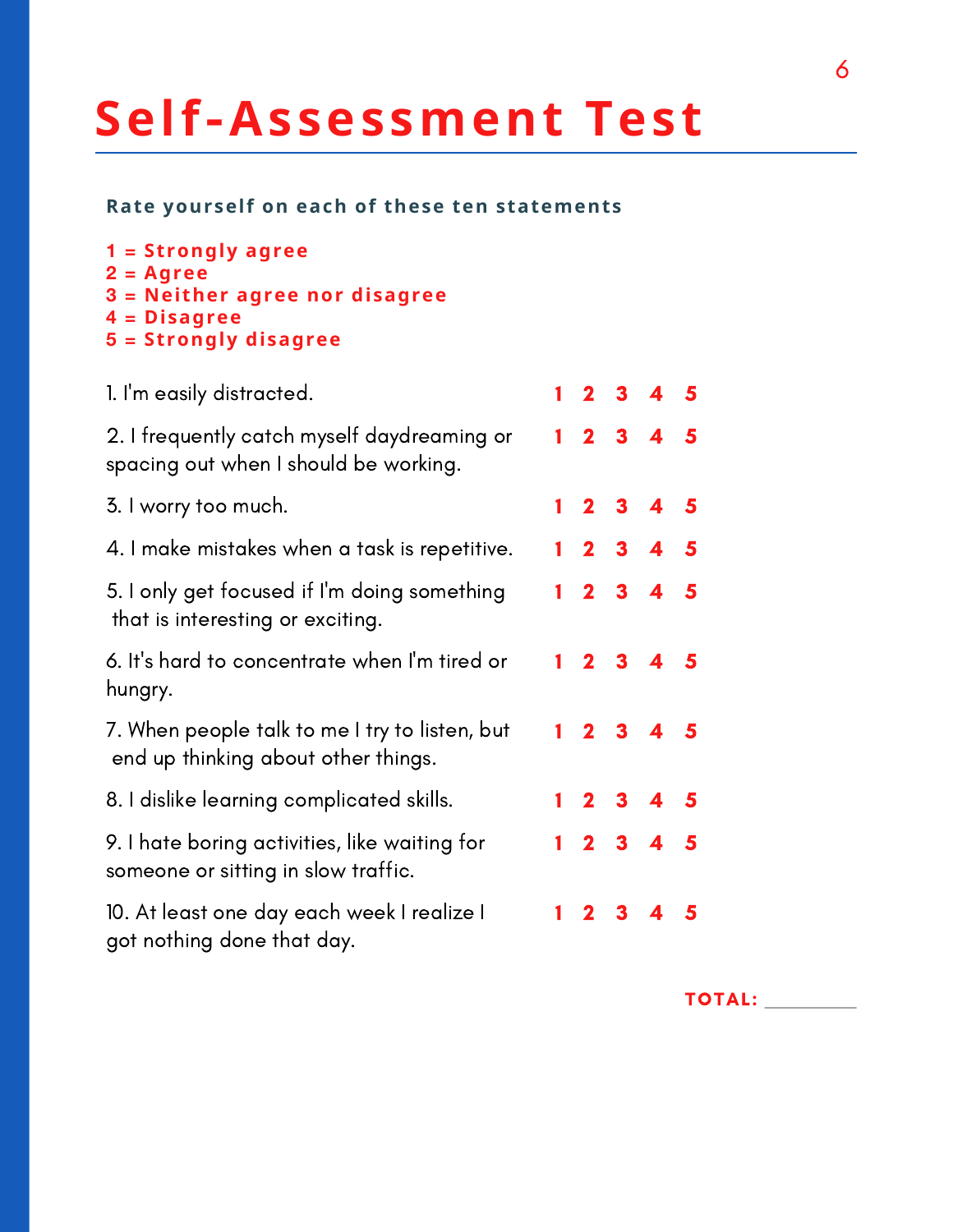# Self-Assessment Test

**Rate yourself on each of these ten statements**

**1 = Strongly agree**
**2 = Agree**
**3 = Neither agree nor disagree**
**4 = Disagree**
**5 = Strongly disagree**

| Statement | | | | | |
|---|---|---|---|---|---|
| 1. I'm easily distracted. | 1 | 2 | 3 | 4 | 5 |
| 2. I frequently catch myself daydreaming or spacing out when I should be working. | 1 | 2 | 3 | 4 | 5 |
| 3. I worry too much. | 1 | 2 | 3 | 4 | 5 |
| 4. I make mistakes when a task is repetitive. | 1 | 2 | 3 | 4 | 5 |
| 5. I only get focused if I'm doing something that is interesting or exciting. | 1 | 2 | 3 | 4 | 5 |
| 6. It's hard to concentrate when I'm tired or hungry. | 1 | 2 | 3 | 4 | 5 |
| 7. When people talk to me I try to listen, but end up thinking about other things. | 1 | 2 | 3 | 4 | 5 |
| 8. I dislike learning complicated skills. | 1 | 2 | 3 | 4 | 5 |
| 9. I hate boring activities, like waiting for someone or sitting in slow traffic. | 1 | 2 | 3 | 4 | 5 |
| 10. At least one day each week I realize I got nothing done that day. | 1 | 2 | 3 | 4 | 5 |

**TOTAL:** ________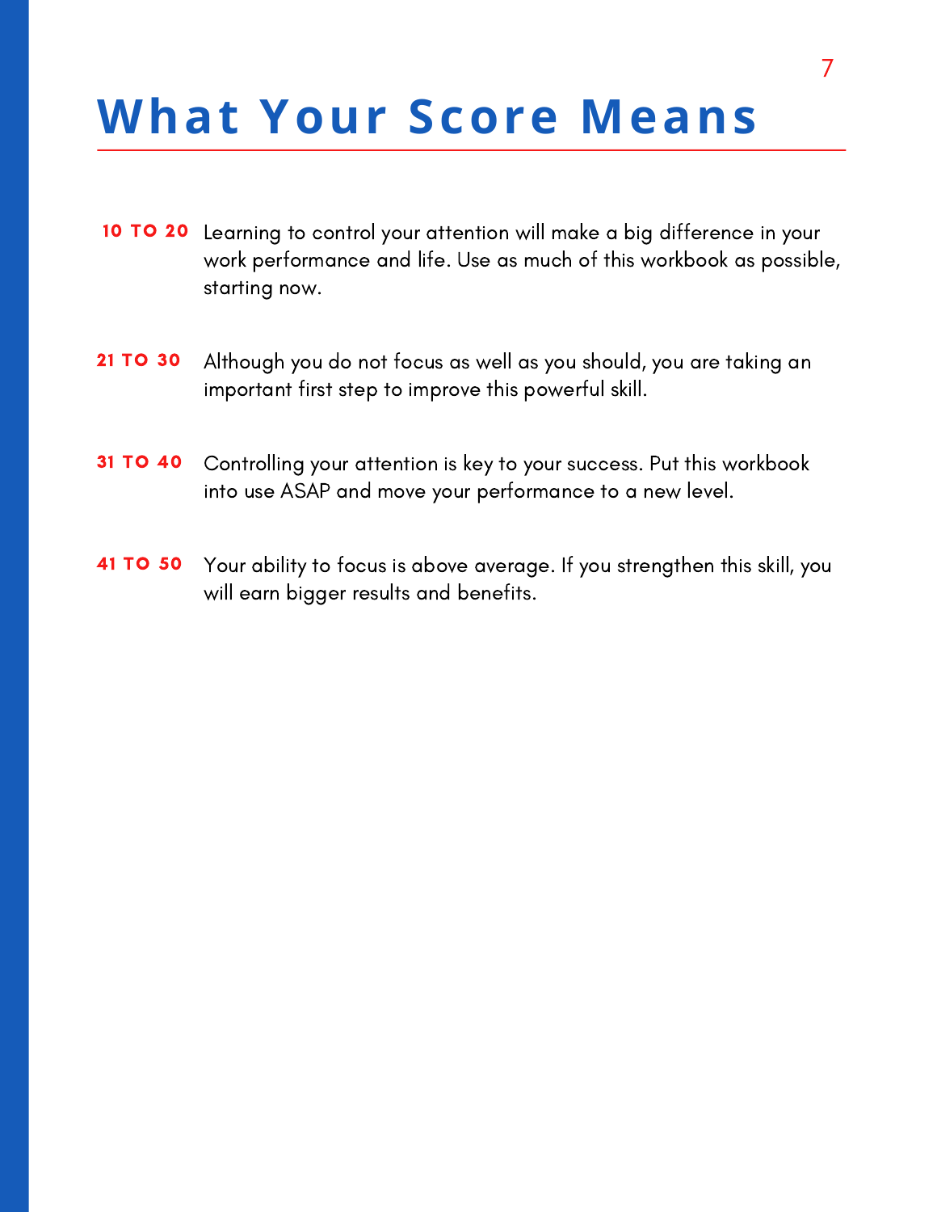# What Your Score Means

**10 TO 20** Learning to control your attention will make a big difference in your work performance and life. Use as much of this workbook as possible, starting now.

**21 TO 30** Although you do not focus as well as you should, you are taking an important first step to improve this powerful skill.

**31 TO 40** Controlling your attention is key to your success. Put this workbook into use ASAP and move your performance to a new level.

**41 TO 50** Your ability to focus is above average. If you strengthen this skill, you will earn bigger results and benefits.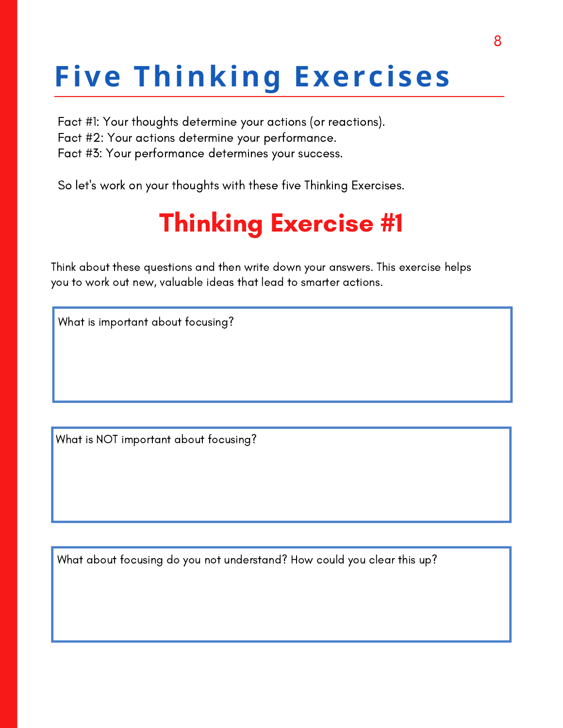# Five Thinking Exercises

Fact #1: Your thoughts determine your actions (or reactions).
Fact #2: Your actions determine your performance.
Fact #3: Your performance determines your success.

So let's work on your thoughts with these five Thinking Exercises.

## Thinking Exercise #1

Think about these questions and then write down your answers. This exercise helps you to work out new, valuable ideas that lead to smarter actions.

What is important about focusing?

What is NOT important about focusing?

What about focusing do you not understand? How could you clear this up?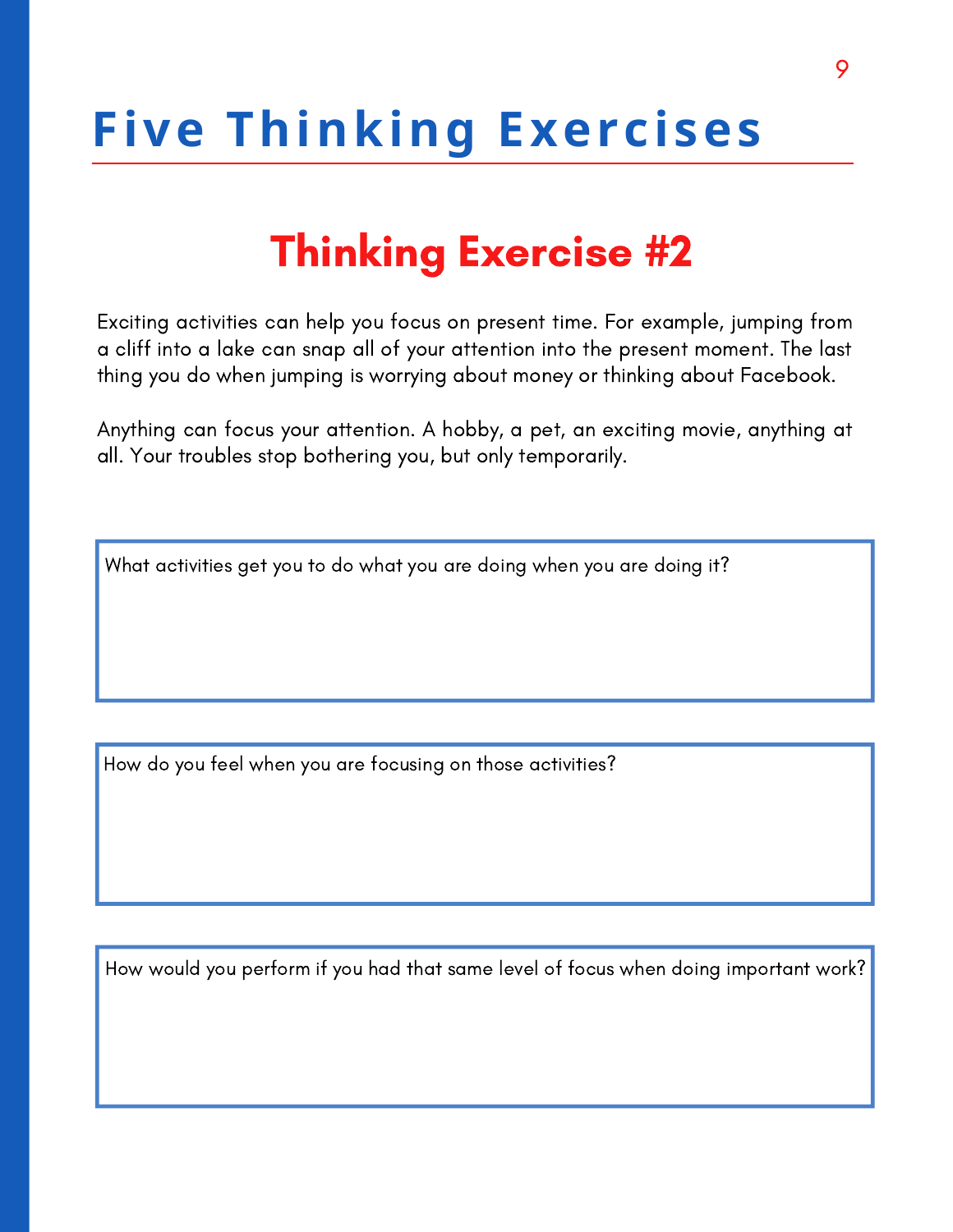# Five Thinking Exercises

## Thinking Exercise #2

Exciting activities can help you focus on present time. For example, jumping from a cliff into a lake can snap all of your attention into the present moment. The last thing you do when jumping is worrying about money or thinking about Facebook.

Anything can focus your attention. A hobby, a pet, an exciting movie, anything at all. Your troubles stop bothering you, but only temporarily.

What activities get you to do what you are doing when you are doing it?

How do you feel when you are focusing on those activities?

How would you perform if you had that same level of focus when doing important work?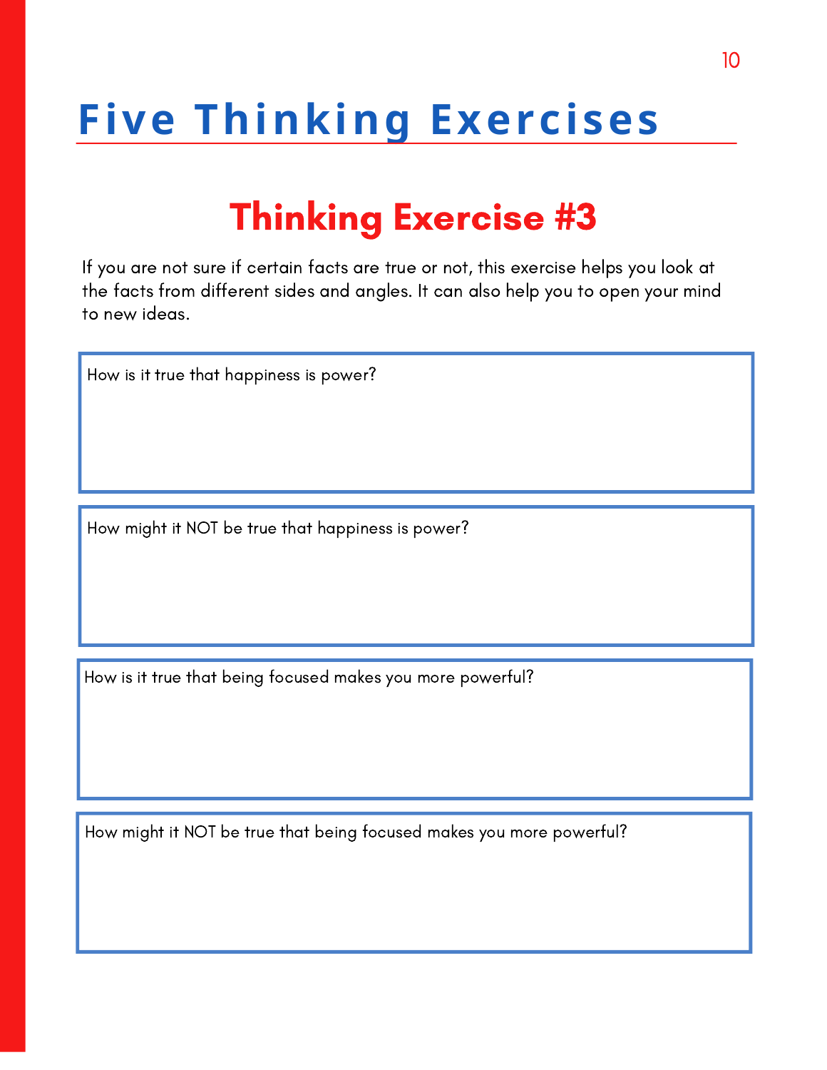# Five Thinking Exercises

## Thinking Exercise #3

If you are not sure if certain facts are true or not, this exercise helps you look at the facts from different sides and angles. It can also help you to open your mind to new ideas.

How is it true that happiness is power?

How might it NOT be true that happiness is power?

How is it true that being focused makes you more powerful?

How might it NOT be true that being focused makes you more powerful?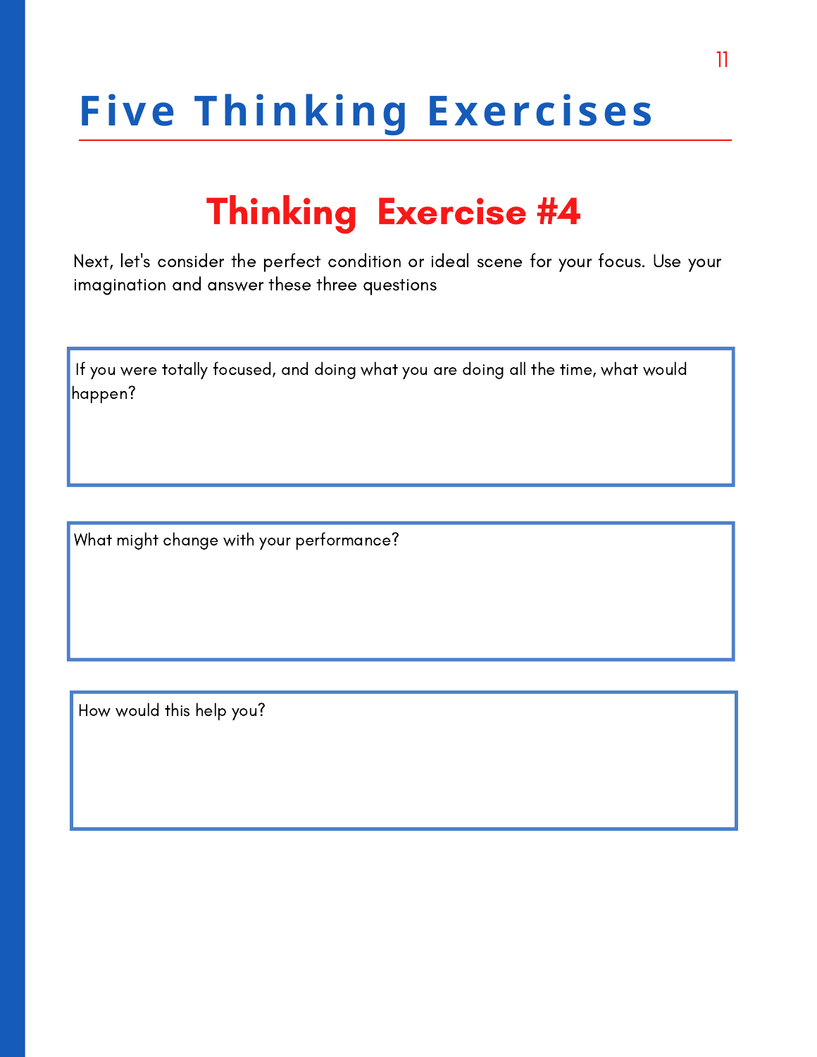# Five Thinking Exercises

## Thinking Exercise #4

Next, let's consider the perfect condition or ideal scene for your focus. Use your imagination and answer these three questions

If you were totally focused, and doing what you are doing all the time, what would happen?

What might change with your performance?

How would this help you?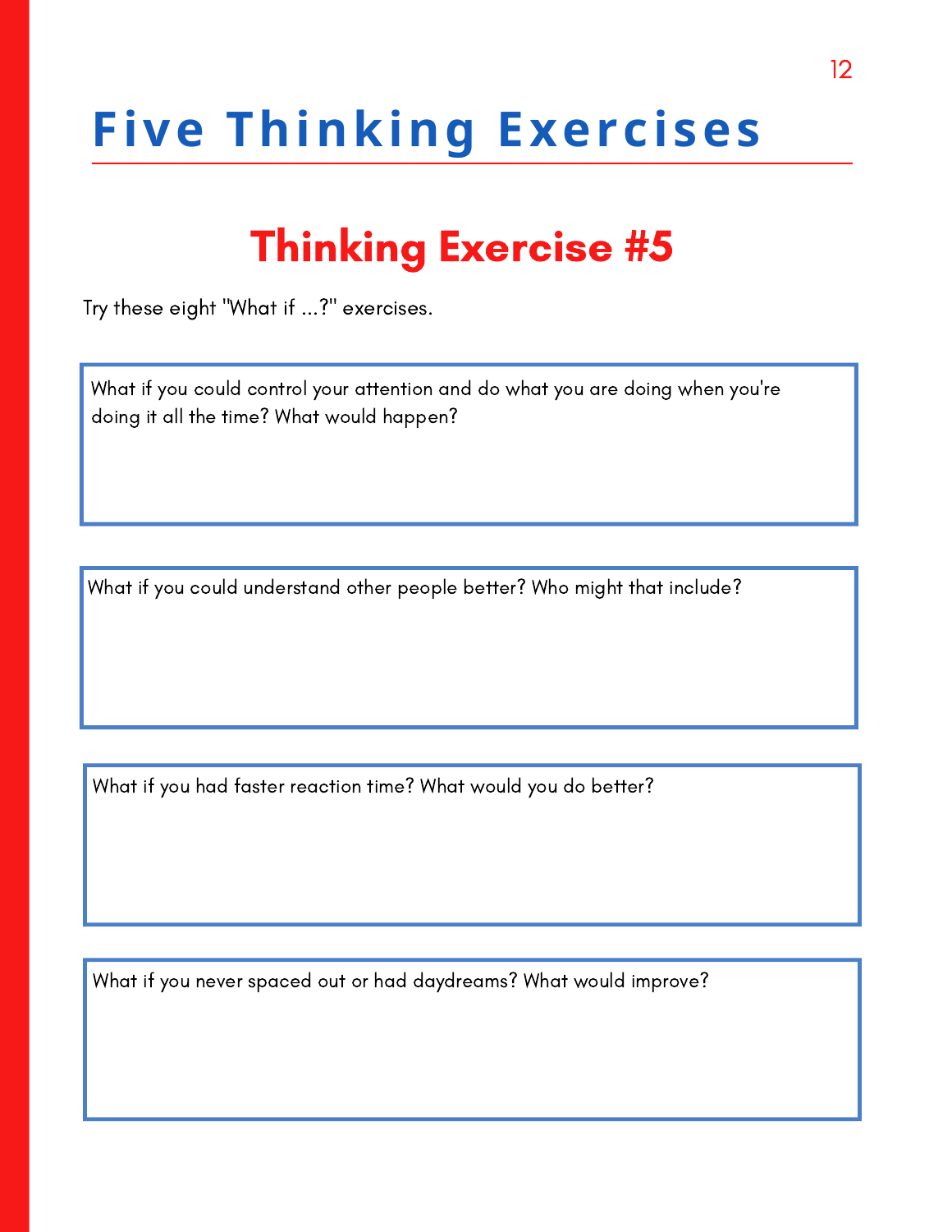# Five Thinking Exercises

## Thinking Exercise #5

Try these eight "What if ...?" exercises.

What if you could control your attention and do what you are doing when you're doing it all the time? What would happen?

What if you could understand other people better? Who might that include?

What if you had faster reaction time? What would you do better?

What if you never spaced out or had daydreams? What would improve?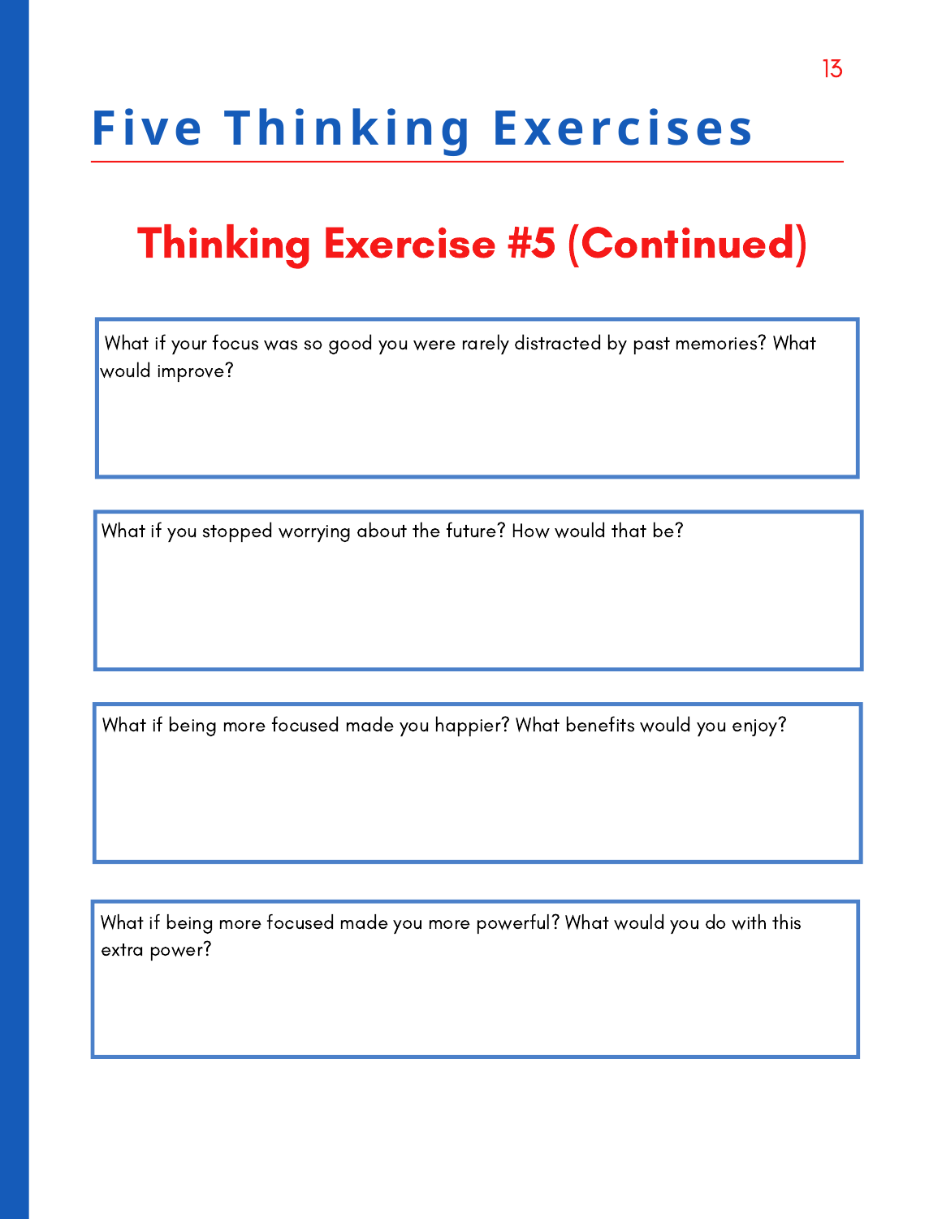# Five Thinking Exercises

## Thinking Exercise #5 (Continued)

What if your focus was so good you were rarely distracted by past memories? What would improve?

What if you stopped worrying about the future? How would that be?

What if being more focused made you happier? What benefits would you enjoy?

What if being more focused made you more powerful? What would you do with this extra power?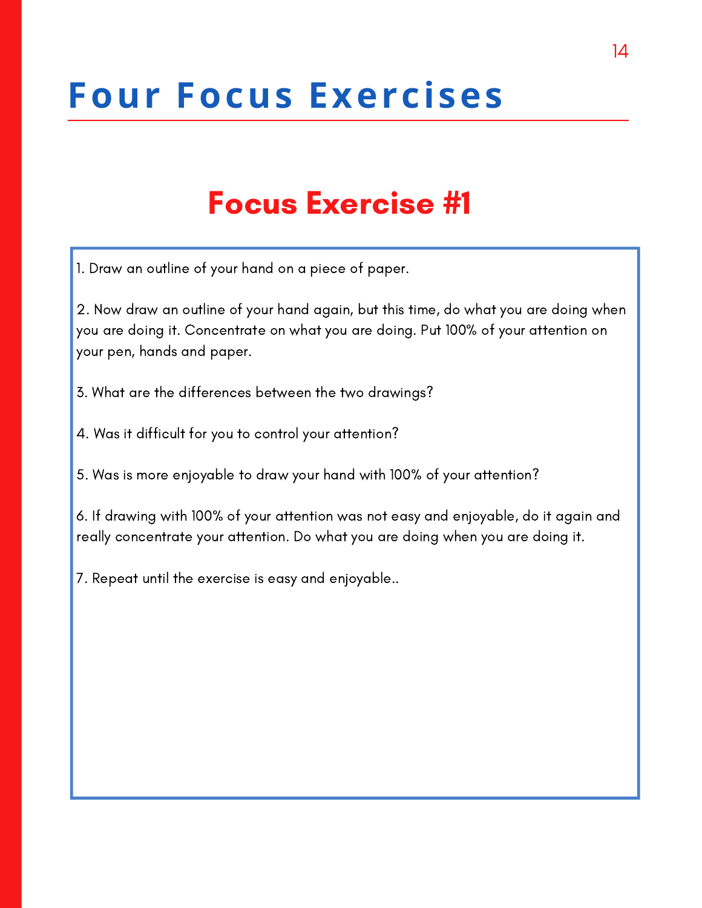# Four Focus Exercises

## Focus Exercise #1

1. Draw an outline of your hand on a piece of paper.

2. Now draw an outline of your hand again, but this time, do what you are doing when you are doing it. Concentrate on what you are doing. Put 100% of your attention on your pen, hands and paper.

3. What are the differences between the two drawings?

4. Was it difficult for you to control your attention?

5. Was is more enjoyable to draw your hand with 100% of your attention?

6. If drawing with 100% of your attention was not easy and enjoyable, do it again and really concentrate your attention. Do what you are doing when you are doing it.

7. Repeat until the exercise is easy and enjoyable..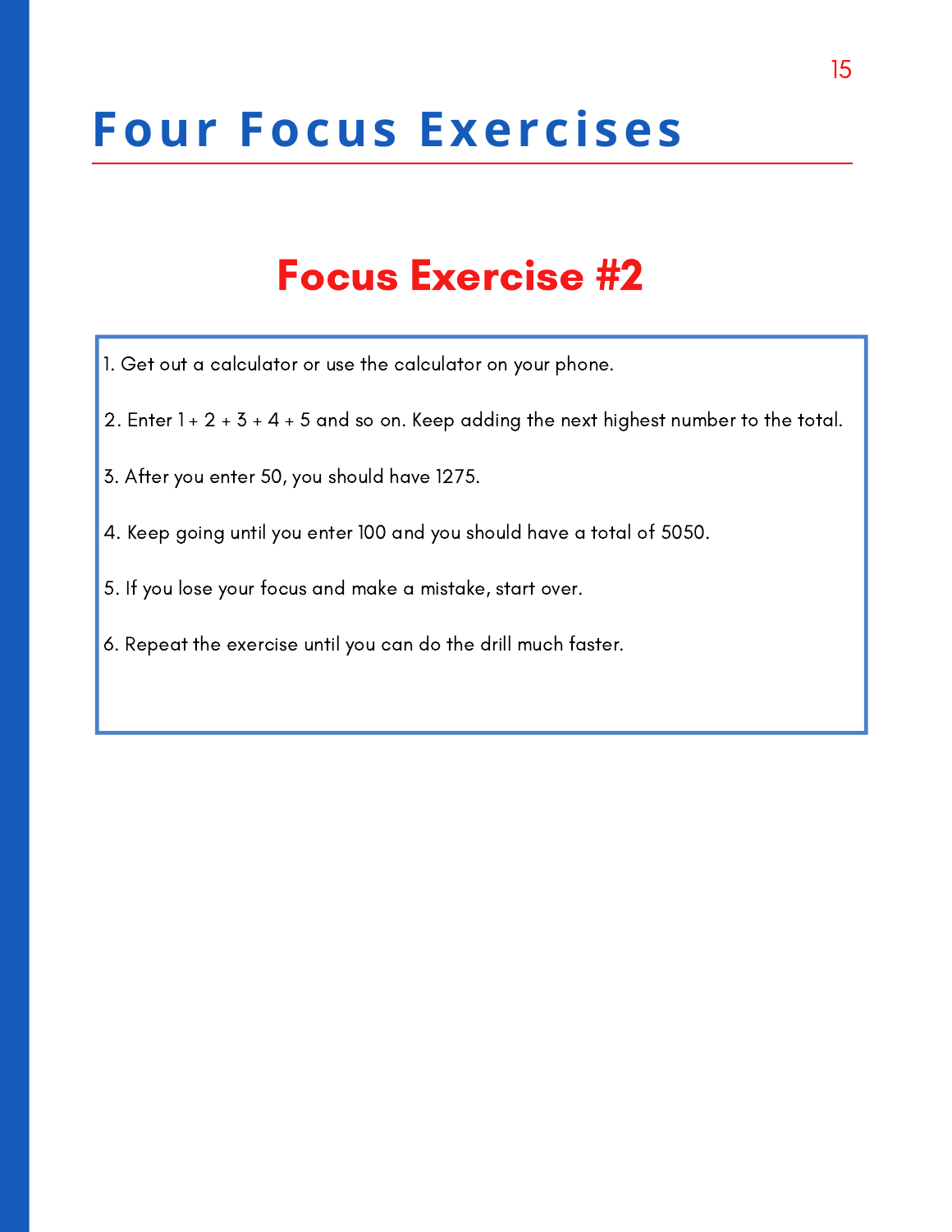# Four Focus Exercises

## Focus Exercise #2

1. Get out a calculator or use the calculator on your phone.
2. Enter 1 + 2 + 3 + 4 + 5 and so on. Keep adding the next highest number to the total.
3. After you enter 50, you should have 1275.
4. Keep going until you enter 100 and you should have a total of 5050.
5. If you lose your focus and make a mistake, start over.
6. Repeat the exercise until you can do the drill much faster.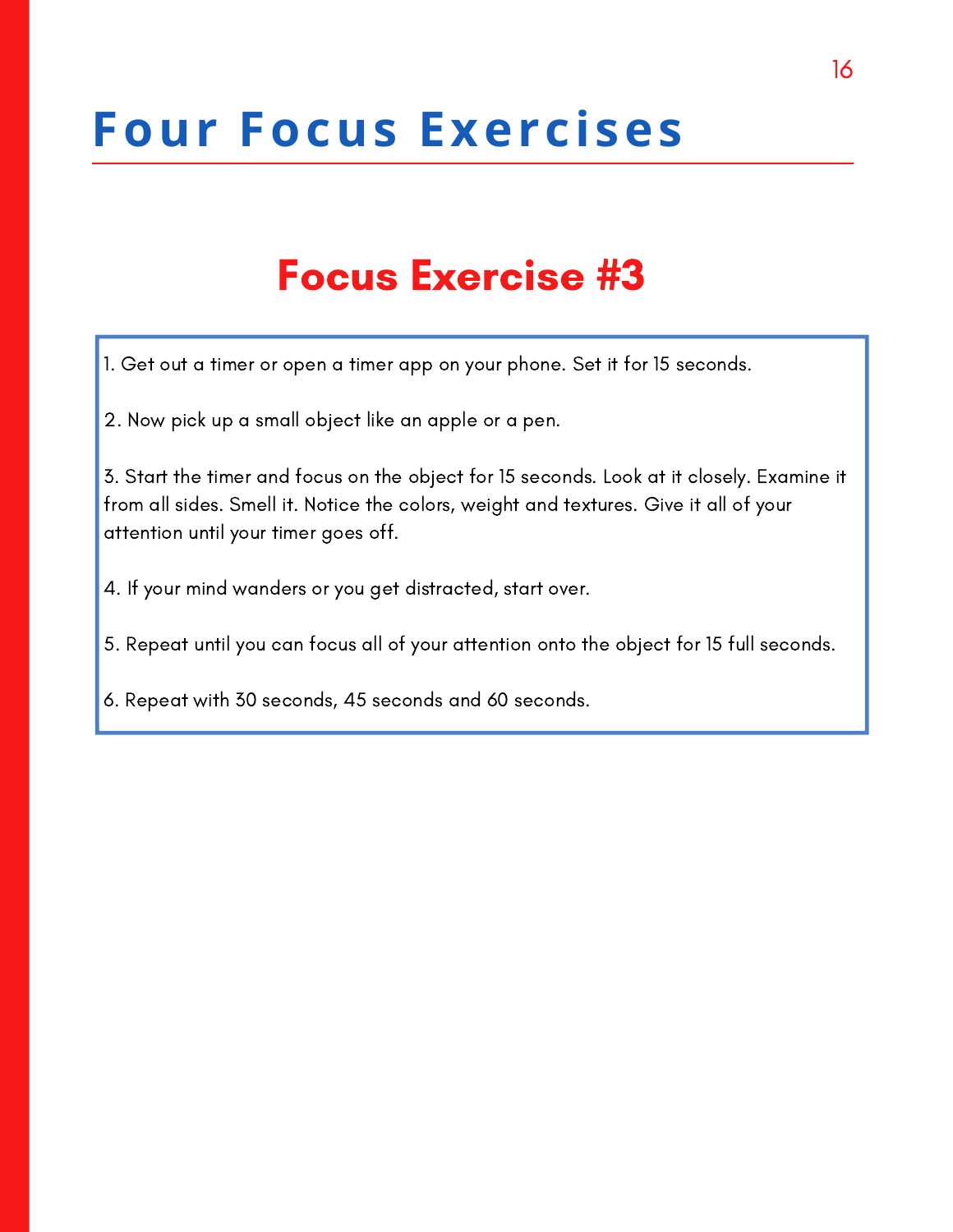# Four Focus Exercises

## Focus Exercise #3

1. Get out a timer or open a timer app on your phone. Set it for 15 seconds.

2. Now pick up a small object like an apple or a pen.

3. Start the timer and focus on the object for 15 seconds. Look at it closely. Examine it from all sides. Smell it. Notice the colors, weight and textures. Give it all of your attention until your timer goes off.

4. If your mind wanders or you get distracted, start over.

5. Repeat until you can focus all of your attention onto the object for 15 full seconds.

6. Repeat with 30 seconds, 45 seconds and 60 seconds.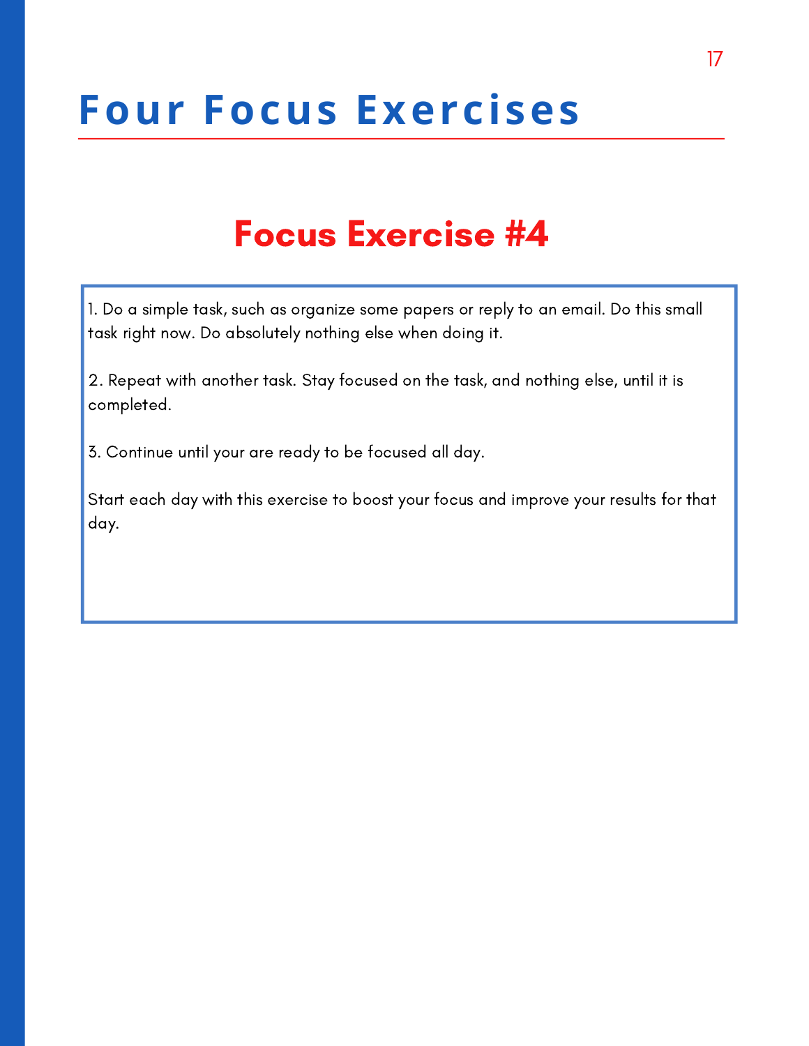# Four Focus Exercises

## Focus Exercise #4

1. Do a simple task, such as organize some papers or reply to an email. Do this small task right now. Do absolutely nothing else when doing it.

2. Repeat with another task. Stay focused on the task, and nothing else, until it is completed.

3. Continue until your are ready to be focused all day.

Start each day with this exercise to boost your focus and improve your results for that day.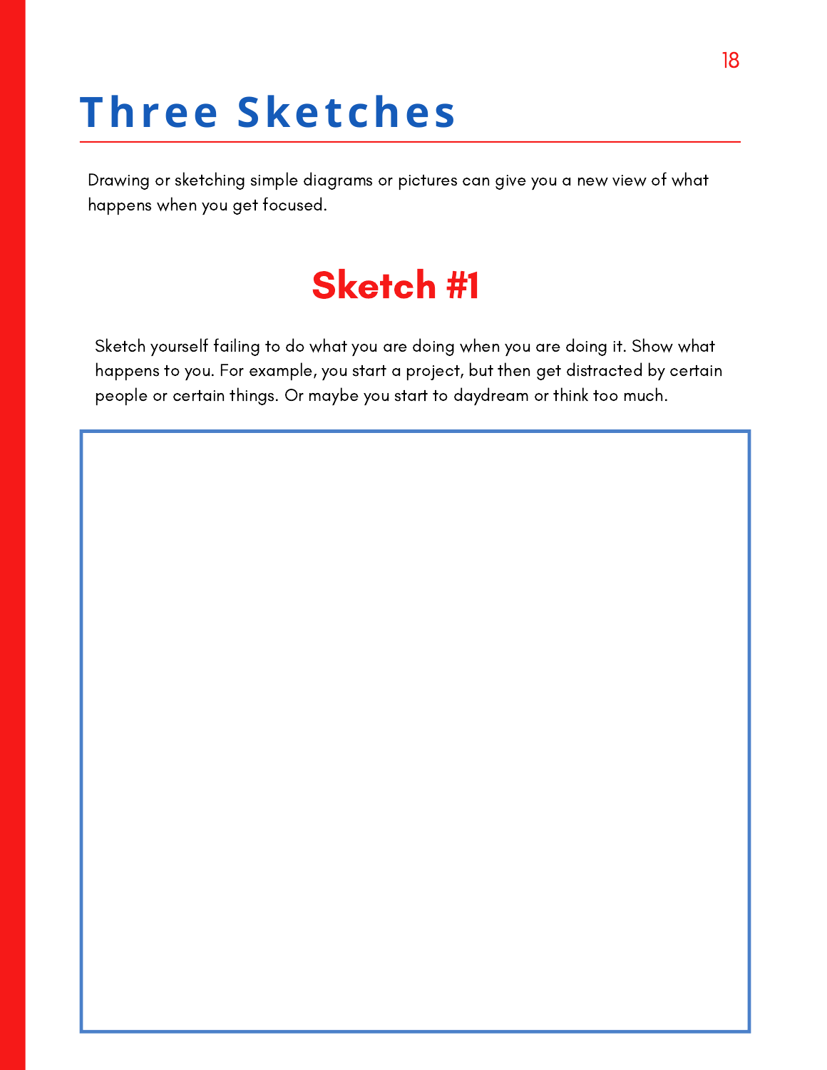# Three Sketches

Drawing or sketching simple diagrams or pictures can give you a new view of what happens when you get focused.

## Sketch #1

Sketch yourself failing to do what you are doing when you are doing it. Show what happens to you. For example, you start a project, but then get distracted by certain people or certain things. Or maybe you start to daydream or think too much.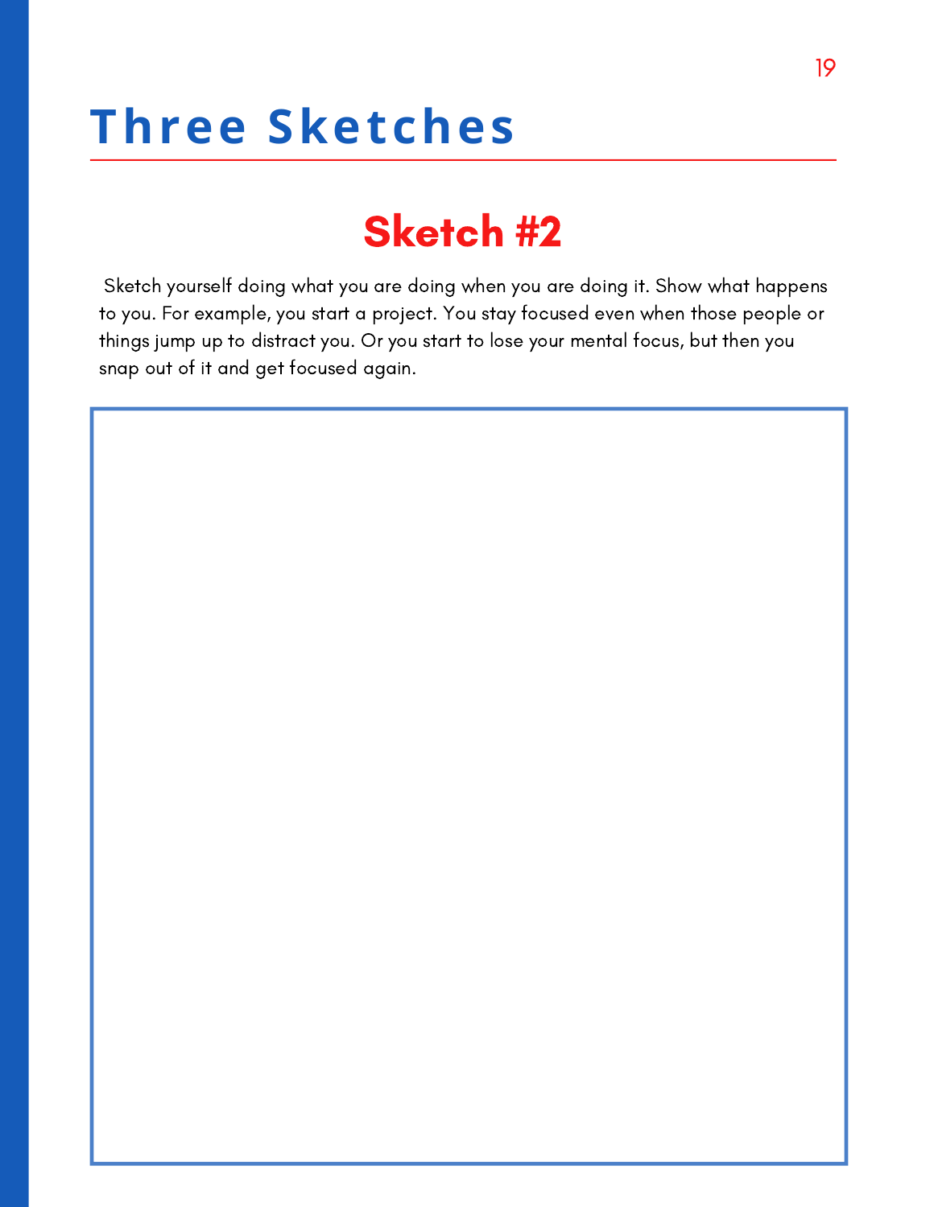# Three Sketches

## Sketch #2

Sketch yourself doing what you are doing when you are doing it. Show what happens to you. For example, you start a project. You stay focused even when those people or things jump up to distract you. Or you start to lose your mental focus, but then you snap out of it and get focused again.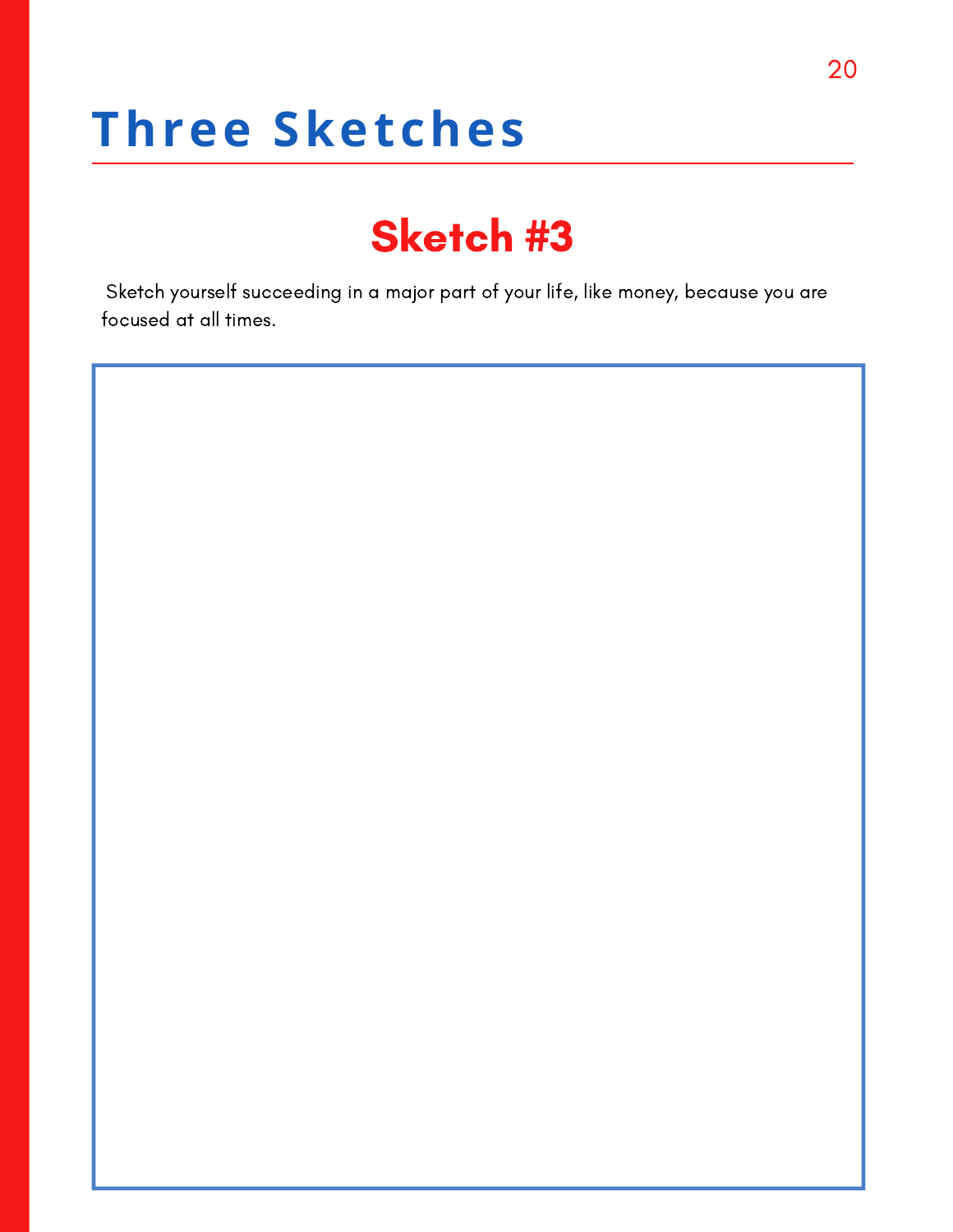# Three Sketches

## Sketch #3

Sketch yourself succeeding in a major part of your life, like money, because you are focused at all times.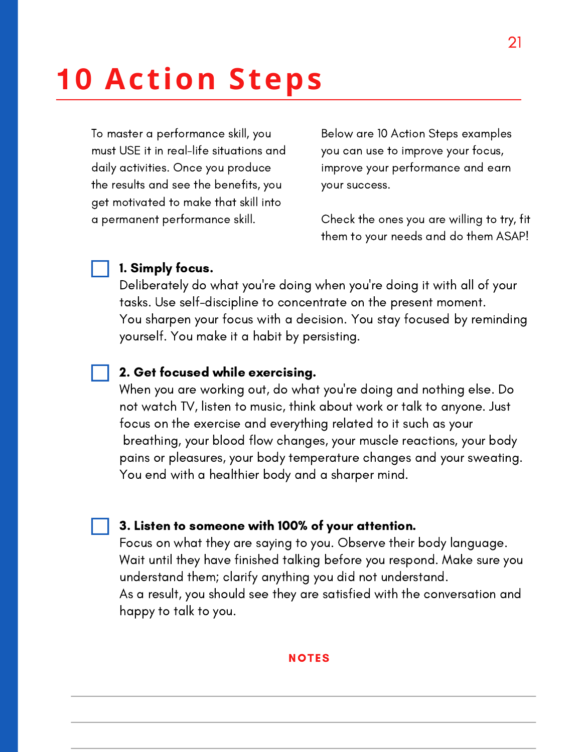# 10 Action Steps

To master a performance skill, you must USE it in real-life situations and daily activities. Once you produce the results and see the benefits, you get motivated to make that skill into a permanent performance skill.

Below are 10 Action Steps examples you can use to improve your focus, improve your performance and earn your success.

Check the ones you are willing to try, fit them to your needs and do them ASAP!

- [ ] **1. Simply focus.**
  Deliberately do what you're doing when you're doing it with all of your tasks. Use self-discipline to concentrate on the present moment.
  You sharpen your focus with a decision. You stay focused by reminding yourself. You make it a habit by persisting.

- [ ] **2. Get focused while exercising.**
  When you are working out, do what you're doing and nothing else. Do not watch TV, listen to music, think about work or talk to anyone. Just focus on the exercise and everything related to it such as your breathing, your blood flow changes, your muscle reactions, your body pains or pleasures, your body temperature changes and your sweating.
  You end with a healthier body and a sharper mind.

- [ ] **3. Listen to someone with 100% of your attention.**
  Focus on what they are saying to you. Observe their body language. Wait until they have finished talking before you respond. Make sure you understand them; clarify anything you did not understand.
  As a result, you should see they are satisfied with the conversation and happy to talk to you.

**NOTES**

---

---

---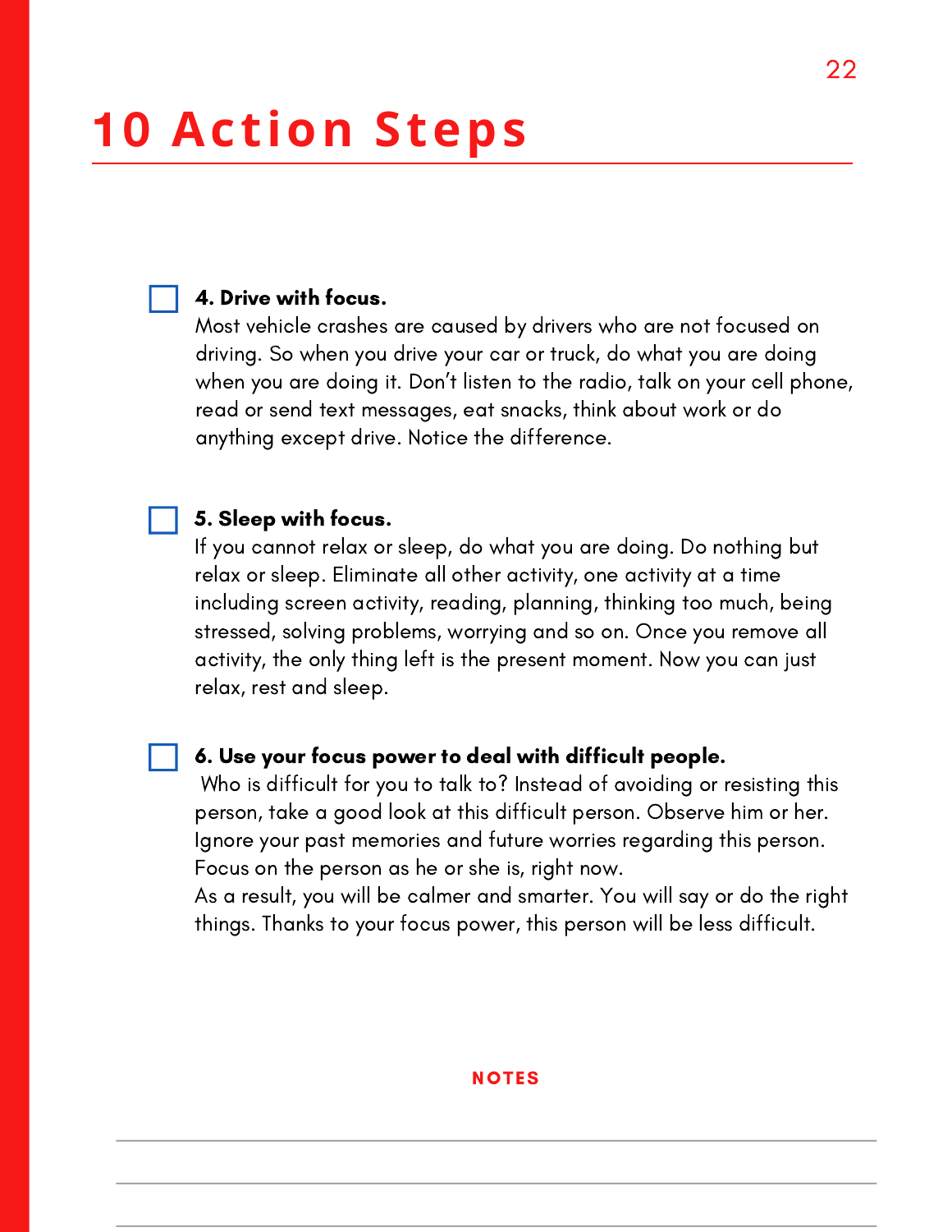# 10 Action Steps

- [ ] **4. Drive with focus.**
Most vehicle crashes are caused by drivers who are not focused on driving. So when you drive your car or truck, do what you are doing when you are doing it. Don't listen to the radio, talk on your cell phone, read or send text messages, eat snacks, think about work or do anything except drive. Notice the difference.

- [ ] **5. Sleep with focus.**
If you cannot relax or sleep, do what you are doing. Do nothing but relax or sleep. Eliminate all other activity, one activity at a time including screen activity, reading, planning, thinking too much, being stressed, solving problems, worrying and so on. Once you remove all activity, the only thing left is the present moment. Now you can just relax, rest and sleep.

- [ ] **6. Use your focus power to deal with difficult people.**
Who is difficult for you to talk to? Instead of avoiding or resisting this person, take a good look at this difficult person. Observe him or her. Ignore your past memories and future worries regarding this person. Focus on the person as he or she is, right now.
As a result, you will be calmer and smarter. You will say or do the right things. Thanks to your focus power, this person will be less difficult.

**NOTES**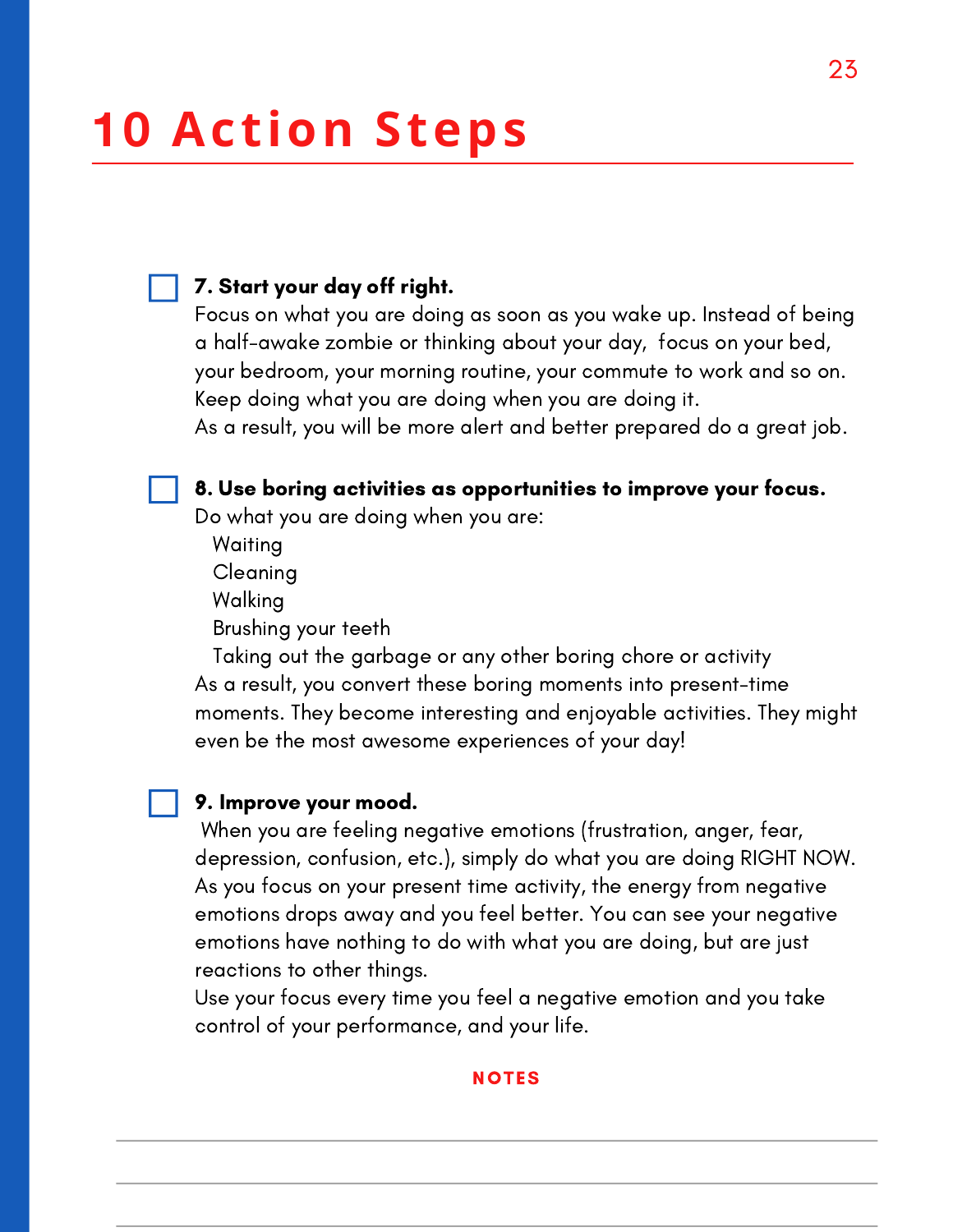# 10 Action Steps

- [ ] **7. Start your day off right.**
Focus on what you are doing as soon as you wake up. Instead of being a half-awake zombie or thinking about your day, focus on your bed, your bedroom, your morning routine, your commute to work and so on. Keep doing what you are doing when you are doing it.
As a result, you will be more alert and better prepared do a great job.

- [ ] **8. Use boring activities as opportunities to improve your focus.**
Do what you are doing when you are:
  - Waiting
  - Cleaning
  - Walking
  - Brushing your teeth
  - Taking out the garbage or any other boring chore or activity

  As a result, you convert these boring moments into present-time moments. They become interesting and enjoyable activities. They might even be the most awesome experiences of your day!

- [ ] **9. Improve your mood.**
When you are feeling negative emotions (frustration, anger, fear, depression, confusion, etc.), simply do what you are doing RIGHT NOW. As you focus on your present time activity, the energy from negative emotions drops away and you feel better. You can see your negative emotions have nothing to do with what you are doing, but are just reactions to other things.
Use your focus every time you feel a negative emotion and you take control of your performance, and your life.

**NOTES**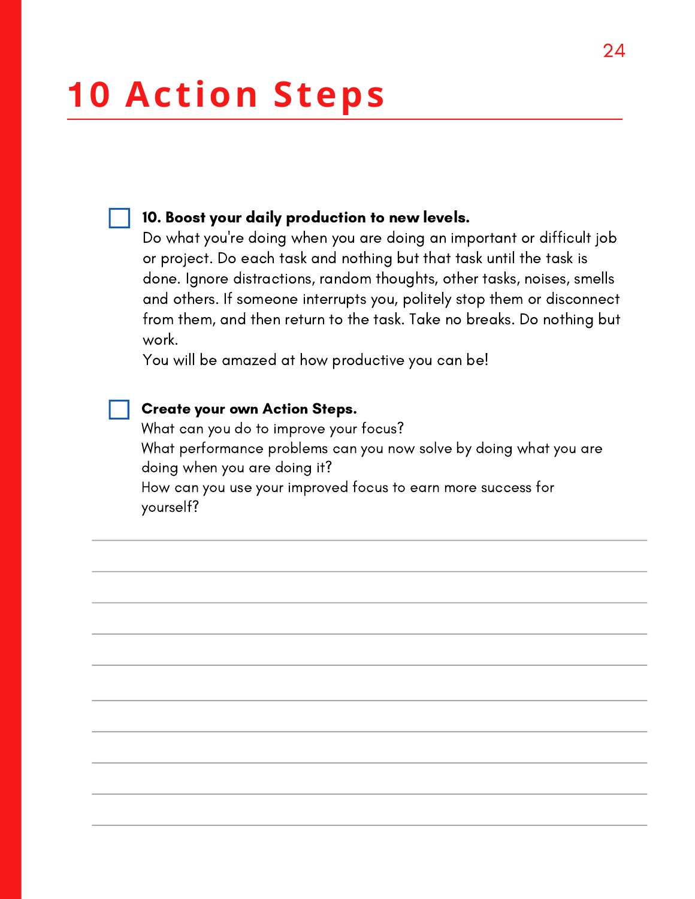# 10 Action Steps

- [ ] **10. Boost your daily production to new levels.**
  Do what you're doing when you are doing an important or difficult job or project. Do each task and nothing but that task until the task is done. Ignore distractions, random thoughts, other tasks, noises, smells and others. If someone interrupts you, politely stop them or disconnect from them, and then return to the task. Take no breaks. Do nothing but work.
  You will be amazed at how productive you can be!

- [ ] **Create your own Action Steps.**
  What can you do to improve your focus?
  What performance problems can you now solve by doing what you are doing when you are doing it?
  How can you use your improved focus to earn more success for yourself?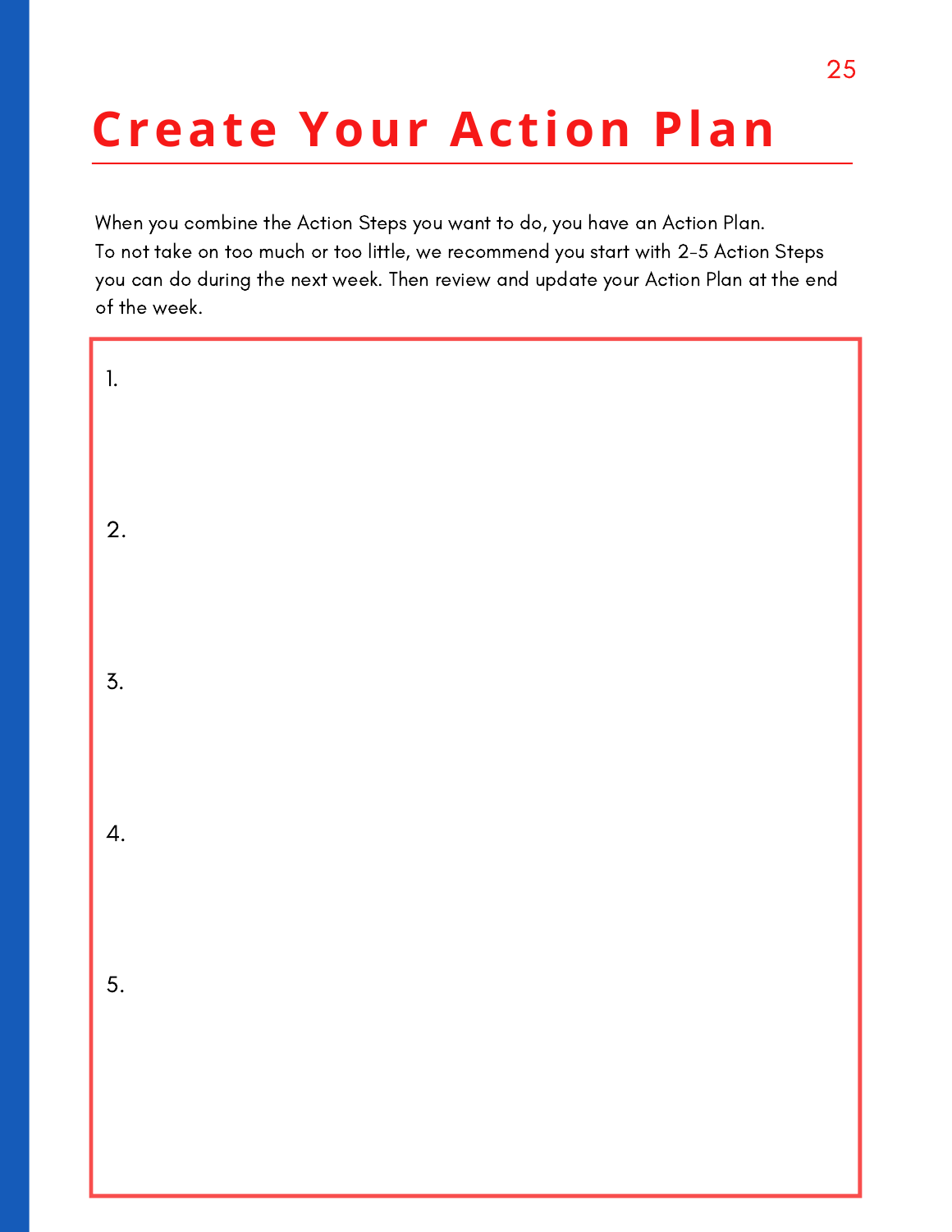# Create Your Action Plan

When you combine the Action Steps you want to do, you have an Action Plan.
To not take on too much or too little, we recommend you start with 2-5 Action Steps you can do during the next week. Then review and update your Action Plan at the end of the week.

1.

2.

3.

4.

5.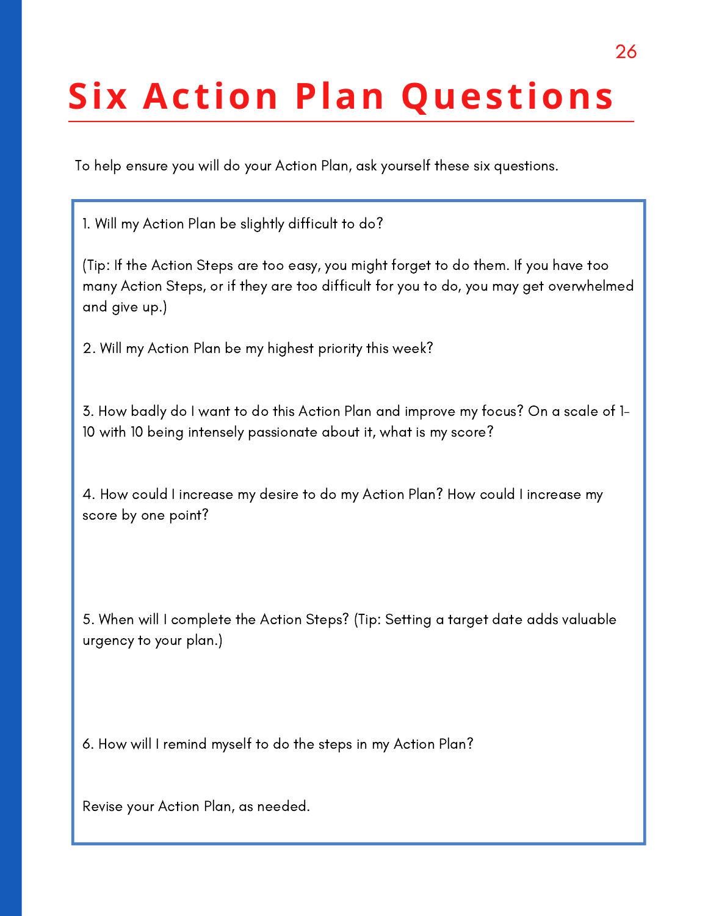# Six Action Plan Questions

To help ensure you will do your Action Plan, ask yourself these six questions.

1. Will my Action Plan be slightly difficult to do?

(Tip: If the Action Steps are too easy, you might forget to do them. If you have too many Action Steps, or if they are too difficult for you to do, you may get overwhelmed and give up.)

2. Will my Action Plan be my highest priority this week?

3. How badly do I want to do this Action Plan and improve my focus? On a scale of 1-10 with 10 being intensely passionate about it, what is my score?

4. How could I increase my desire to do my Action Plan? How could I increase my score by one point?

5. When will I complete the Action Steps? (Tip: Setting a target date adds valuable urgency to your plan.)

6. How will I remind myself to do the steps in my Action Plan?

Revise your Action Plan, as needed.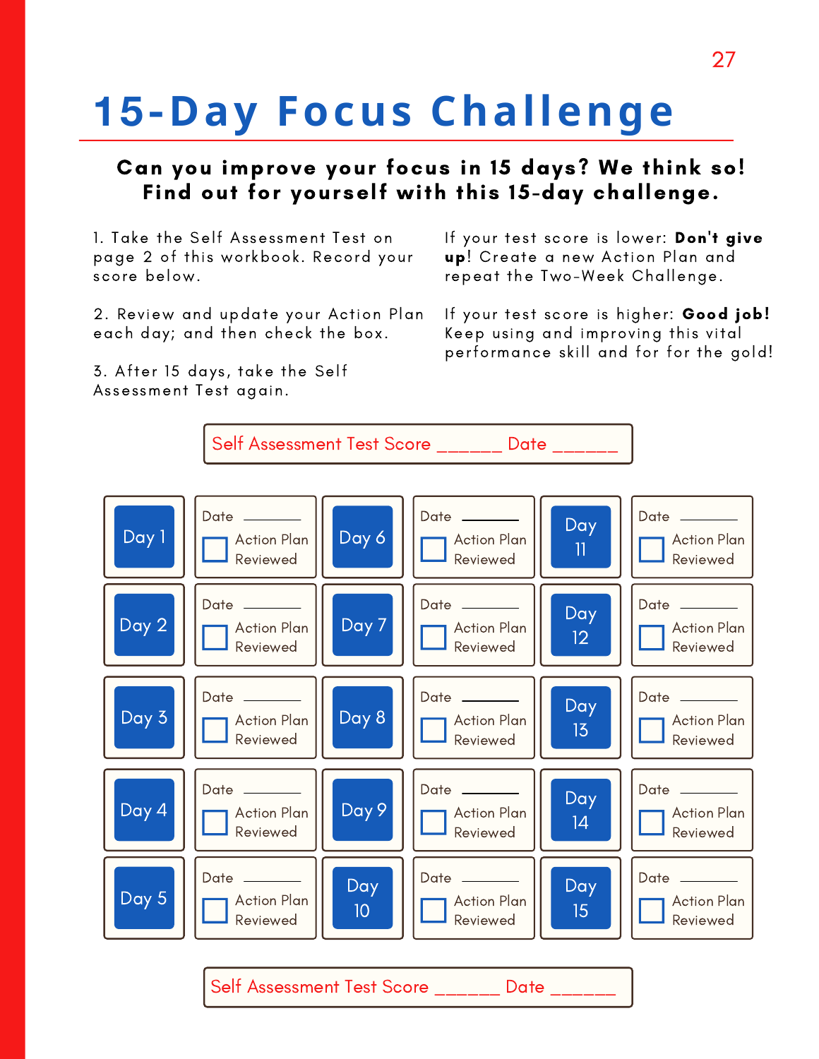# 15-Day Focus Challenge

**Can you improve your focus in 15 days? We think so! Find out for yourself with this 15-day challenge.**

1. Take the Self Assessment Test on page 2 of this workbook. Record your score below.

2. Review and update your Action Plan each day; and then check the box.

3. After 15 days, take the Self Assessment Test again.

If your test score is lower: **Don't give up**! Create a new Action Plan and repeat the Two-Week Challenge.

If your test score is higher: **Good job!** Keep using and improving this vital performance skill and for for the gold!

Self Assessment Test Score ______ Date ______

| Day | | Day | | Day | |
|---|---|---|---|---|---|
| Day 1 | Date ______ ☐ Action Plan Reviewed | Day 6 | Date ______ ☐ Action Plan Reviewed | Day 11 | Date ______ ☐ Action Plan Reviewed |
| Day 2 | Date ______ ☐ Action Plan Reviewed | Day 7 | Date ______ ☐ Action Plan Reviewed | Day 12 | Date ______ ☐ Action Plan Reviewed |
| Day 3 | Date ______ ☐ Action Plan Reviewed | Day 8 | Date ______ ☐ Action Plan Reviewed | Day 13 | Date ______ ☐ Action Plan Reviewed |
| Day 4 | Date ______ ☐ Action Plan Reviewed | Day 9 | Date ______ ☐ Action Plan Reviewed | Day 14 | Date ______ ☐ Action Plan Reviewed |
| Day 5 | Date ______ ☐ Action Plan Reviewed | Day 10 | Date ______ ☐ Action Plan Reviewed | Day 15 | Date ______ ☐ Action Plan Reviewed |

Self Assessment Test Score ______ Date ______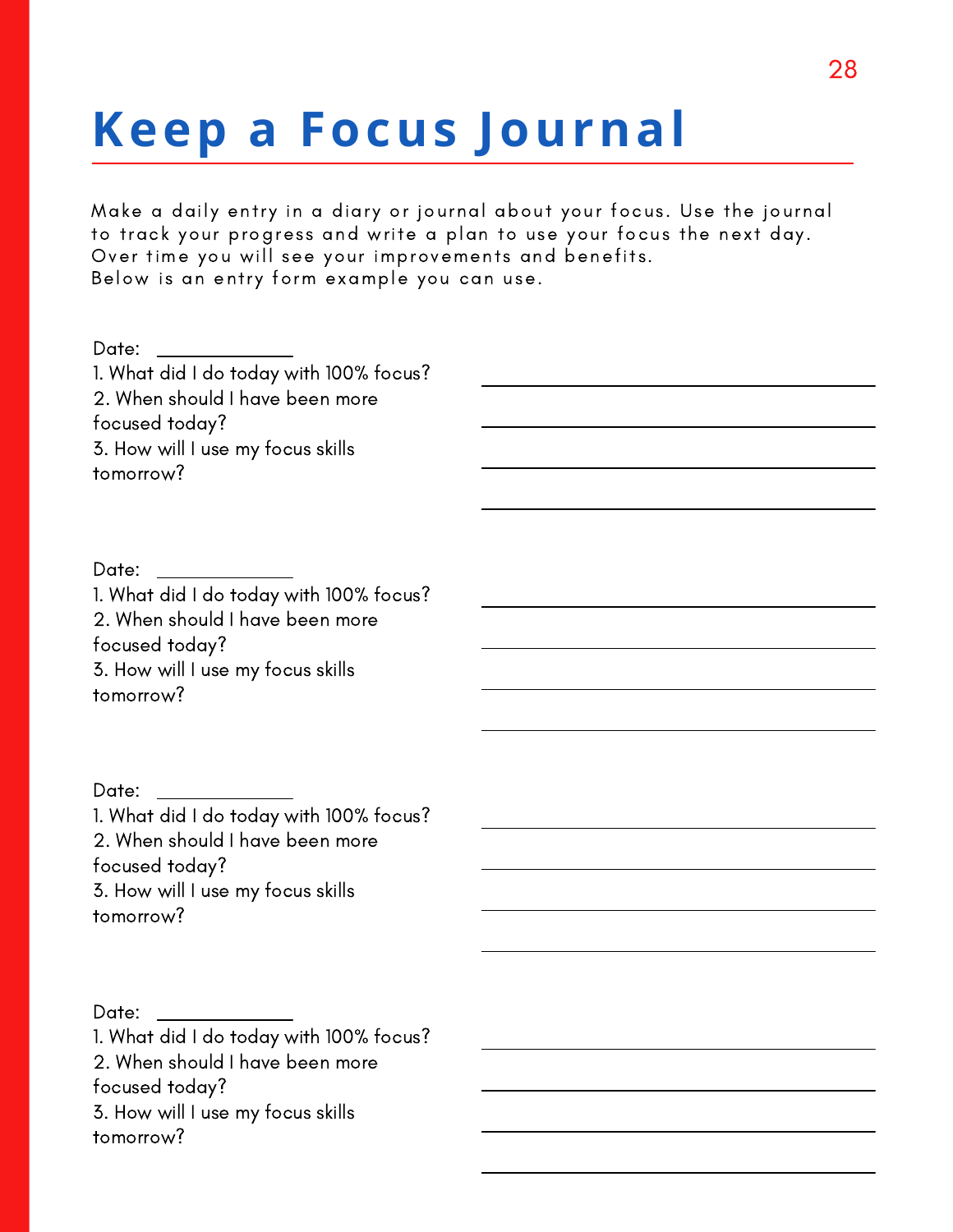# Keep a Focus Journal

Make a daily entry in a diary or journal about your focus. Use the journal to track your progress and write a plan to use your focus the next day. Over time you will see your improvements and benefits.
Below is an entry form example you can use.

Date: ____________

1. What did I do today with 100% focus?
2. When should I have been more focused today?
3. How will I use my focus skills tomorrow?

______________________________

______________________________

______________________________

______________________________

Date: ____________

1. What did I do today with 100% focus?
2. When should I have been more focused today?
3. How will I use my focus skills tomorrow?

______________________________

______________________________

______________________________

______________________________

Date: ____________

1. What did I do today with 100% focus?
2. When should I have been more focused today?
3. How will I use my focus skills tomorrow?

______________________________

______________________________

______________________________

______________________________

Date: ____________

1. What did I do today with 100% focus?
2. When should I have been more focused today?
3. How will I use my focus skills tomorrow?

______________________________

______________________________

______________________________

______________________________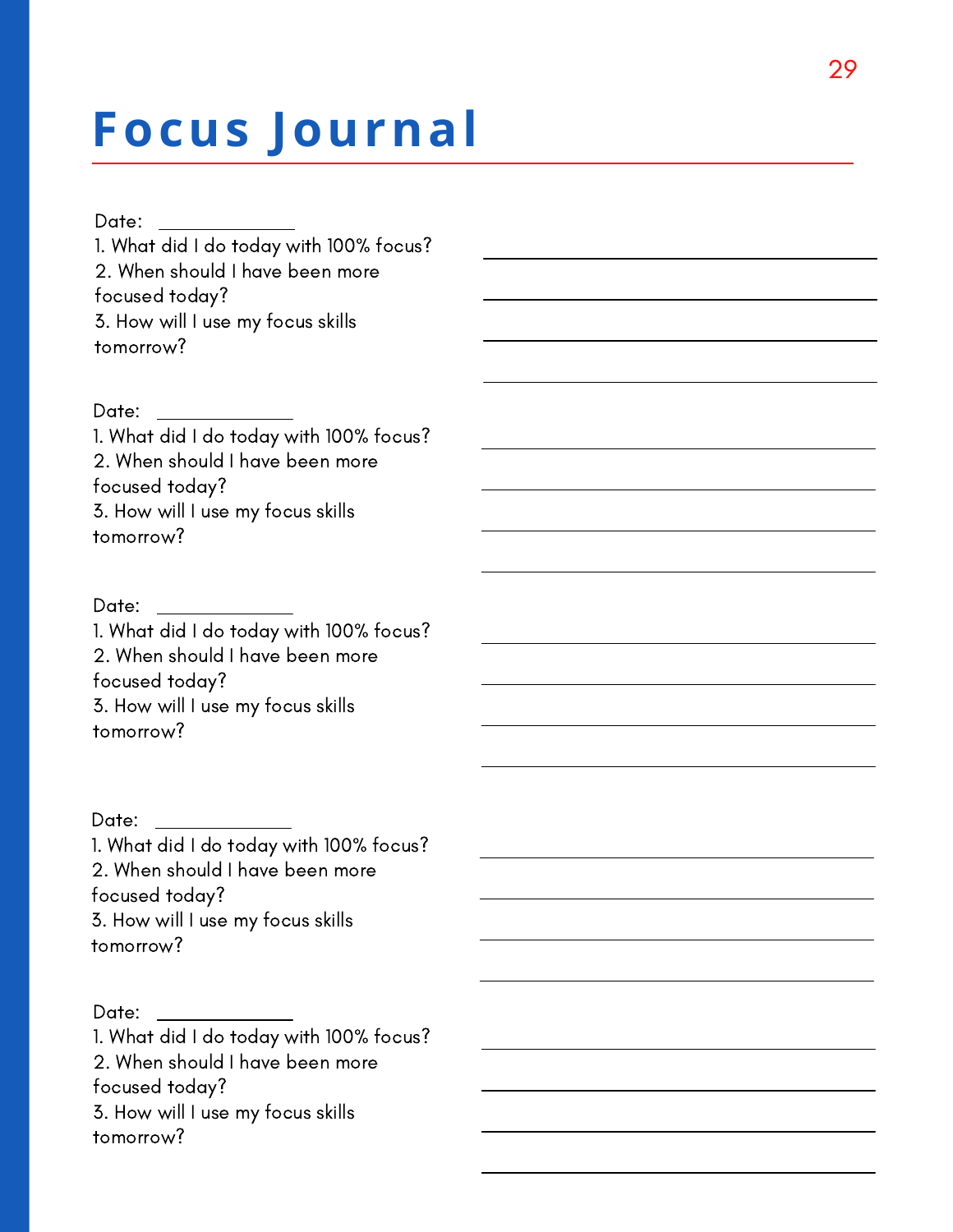# Focus Journal

Date: ____________

1. What did I do today with 100% focus?
2. When should I have been more focused today?
3. How will I use my focus skills tomorrow?

______________________________________

______________________________________

______________________________________

______________________________________

Date: ____________

1. What did I do today with 100% focus?
2. When should I have been more focused today?
3. How will I use my focus skills tomorrow?

______________________________________

______________________________________

______________________________________

______________________________________

Date: ____________

1. What did I do today with 100% focus?
2. When should I have been more focused today?
3. How will I use my focus skills tomorrow?

______________________________________

______________________________________

______________________________________

______________________________________

Date: ____________

1. What did I do today with 100% focus?
2. When should I have been more focused today?
3. How will I use my focus skills tomorrow?

______________________________________

______________________________________

______________________________________

______________________________________

Date: ____________

1. What did I do today with 100% focus?
2. When should I have been more focused today?
3. How will I use my focus skills tomorrow?

______________________________________

______________________________________

______________________________________

______________________________________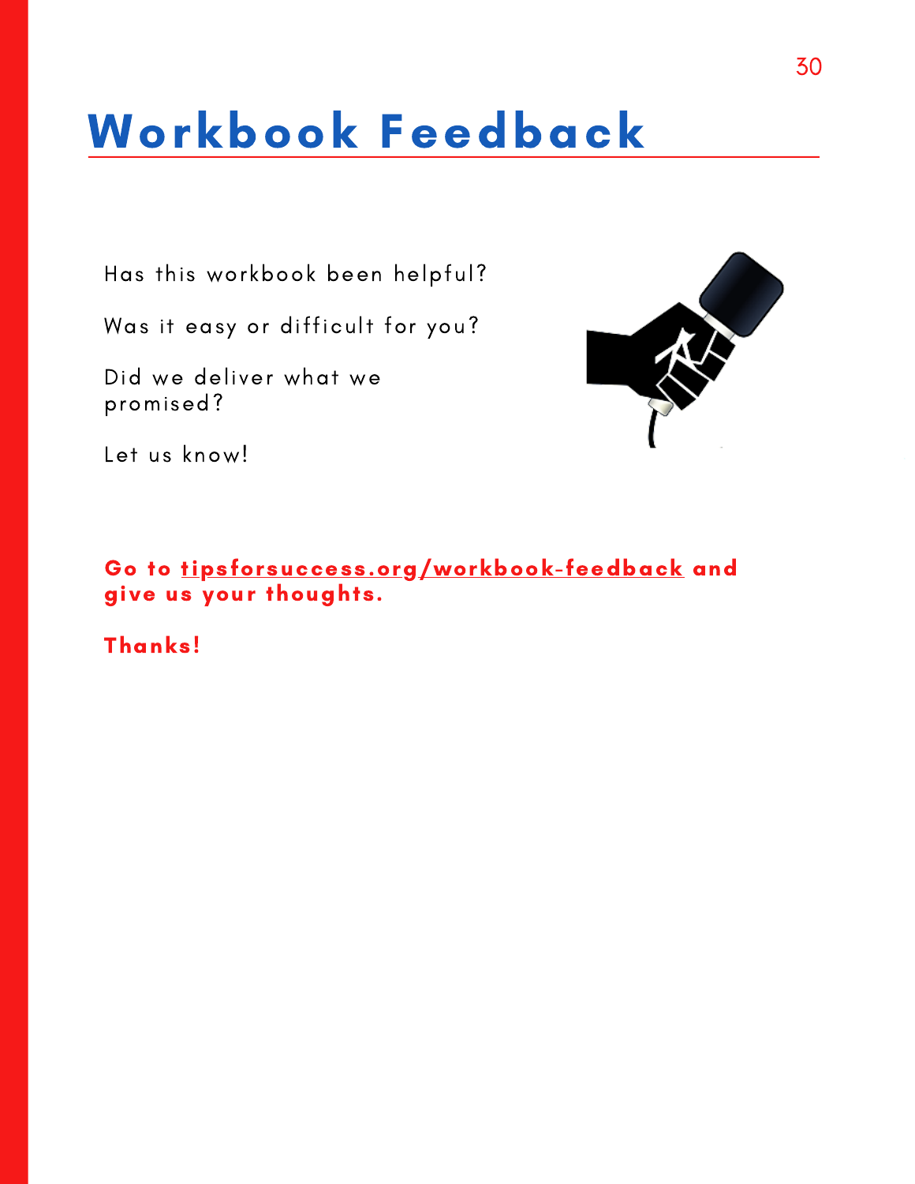# Workbook Feedback

Has this workbook been helpful?

Was it easy or difficult for you?

Did we deliver what we promised?

Let us know!

**Go to tipsforsuccess.org/workbook-feedback and give us your thoughts.**

**Thanks!**